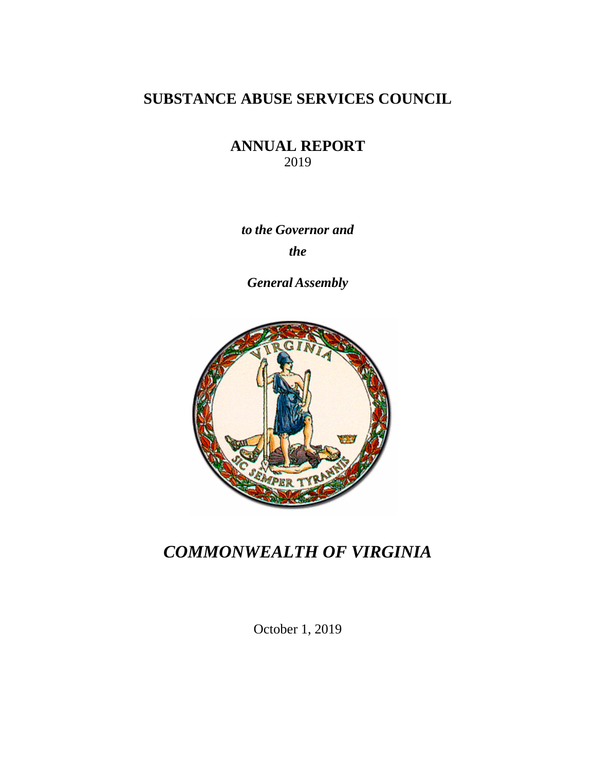# SUBSTANCE ABUSE SERVICES COUNCIL

## ANNUAL REPORT

2019

***to the Governor and***

***the***

***General Assembly***

***COMMONWEALTH OF VIRGINIA***

October 1, 2019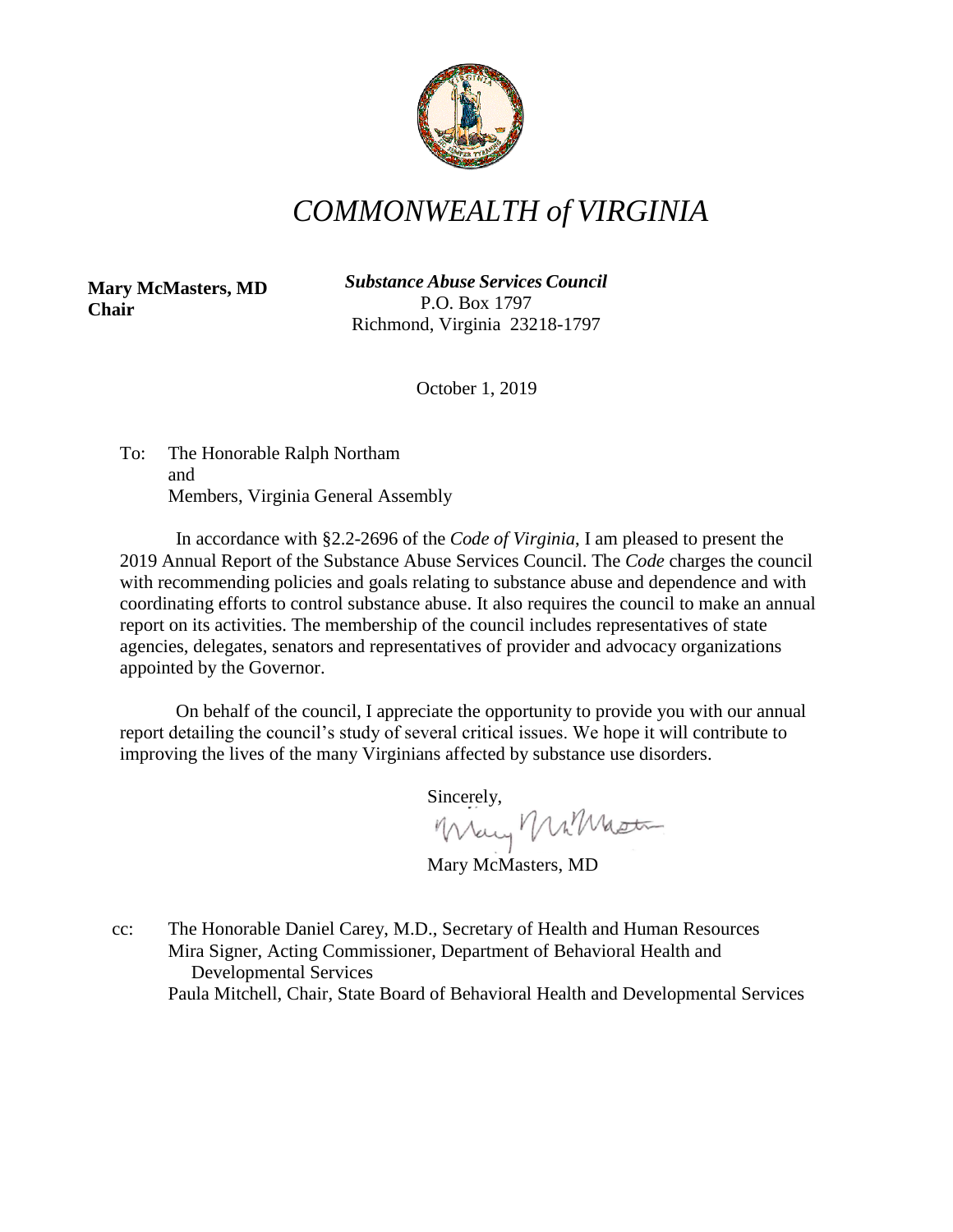# *COMMONWEALTH of VIRGINIA*

**Mary McMasters, MD**
**Chair**

***Substance Abuse Services Council***
P.O. Box 1797
Richmond, Virginia 23218-1797

October 1, 2019

To: The Honorable Ralph Northam
and
Members, Virginia General Assembly

In accordance with §2.2-2696 of the *Code of Virginia*, I am pleased to present the 2019 Annual Report of the Substance Abuse Services Council. The *Code* charges the council with recommending policies and goals relating to substance abuse and dependence and with coordinating efforts to control substance abuse. It also requires the council to make an annual report on its activities. The membership of the council includes representatives of state agencies, delegates, senators and representatives of provider and advocacy organizations appointed by the Governor.

On behalf of the council, I appreciate the opportunity to provide you with our annual report detailing the council's study of several critical issues. We hope it will contribute to improving the lives of the many Virginians affected by substance use disorders.

Sincerely,

Mary McMasters, MD

cc: The Honorable Daniel Carey, M.D., Secretary of Health and Human Resources
Mira Signer, Acting Commissioner, Department of Behavioral Health and Developmental Services
Paula Mitchell, Chair, State Board of Behavioral Health and Developmental Services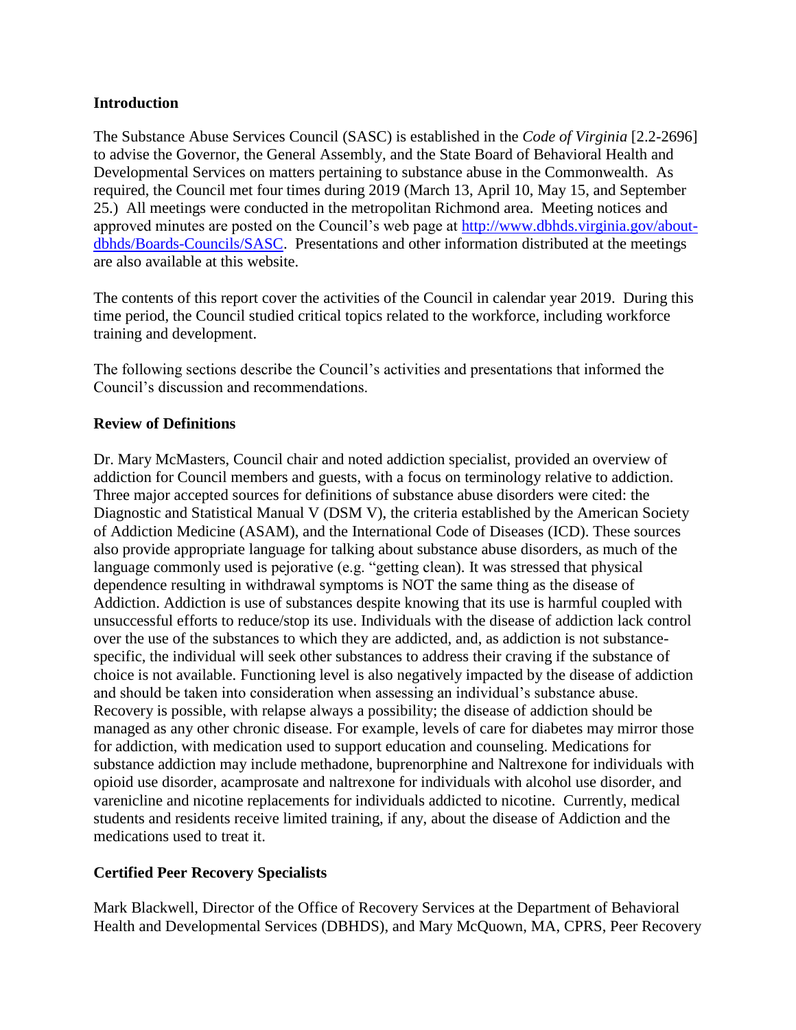**Introduction**

The Substance Abuse Services Council (SASC) is established in the *Code of Virginia* [2.2-2696] to advise the Governor, the General Assembly, and the State Board of Behavioral Health and Developmental Services on matters pertaining to substance abuse in the Commonwealth. As required, the Council met four times during 2019 (March 13, April 10, May 15, and September 25.) All meetings were conducted in the metropolitan Richmond area. Meeting notices and approved minutes are posted on the Council's web page at [http://www.dbhds.virginia.gov/about-dbhds/Boards-Councils/SASC](http://www.dbhds.virginia.gov/about-dbhds/Boards-Councils/SASC). Presentations and other information distributed at the meetings are also available at this website.

The contents of this report cover the activities of the Council in calendar year 2019. During this time period, the Council studied critical topics related to the workforce, including workforce training and development.

The following sections describe the Council's activities and presentations that informed the Council's discussion and recommendations.

**Review of Definitions**

Dr. Mary McMasters, Council chair and noted addiction specialist, provided an overview of addiction for Council members and guests, with a focus on terminology relative to addiction. Three major accepted sources for definitions of substance abuse disorders were cited: the Diagnostic and Statistical Manual V (DSM V), the criteria established by the American Society of Addiction Medicine (ASAM), and the International Code of Diseases (ICD). These sources also provide appropriate language for talking about substance abuse disorders, as much of the language commonly used is pejorative (e.g. "getting clean). It was stressed that physical dependence resulting in withdrawal symptoms is NOT the same thing as the disease of Addiction. Addiction is use of substances despite knowing that its use is harmful coupled with unsuccessful efforts to reduce/stop its use. Individuals with the disease of addiction lack control over the use of the substances to which they are addicted, and, as addiction is not substance-specific, the individual will seek other substances to address their craving if the substance of choice is not available. Functioning level is also negatively impacted by the disease of addiction and should be taken into consideration when assessing an individual's substance abuse. Recovery is possible, with relapse always a possibility; the disease of addiction should be managed as any other chronic disease. For example, levels of care for diabetes may mirror those for addiction, with medication used to support education and counseling. Medications for substance addiction may include methadone, buprenorphine and Naltrexone for individuals with opioid use disorder, acamprosate and naltrexone for individuals with alcohol use disorder, and varenicline and nicotine replacements for individuals addicted to nicotine. Currently, medical students and residents receive limited training, if any, about the disease of Addiction and the medications used to treat it.

**Certified Peer Recovery Specialists**

Mark Blackwell, Director of the Office of Recovery Services at the Department of Behavioral Health and Developmental Services (DBHDS), and Mary McQuown, MA, CPRS, Peer Recovery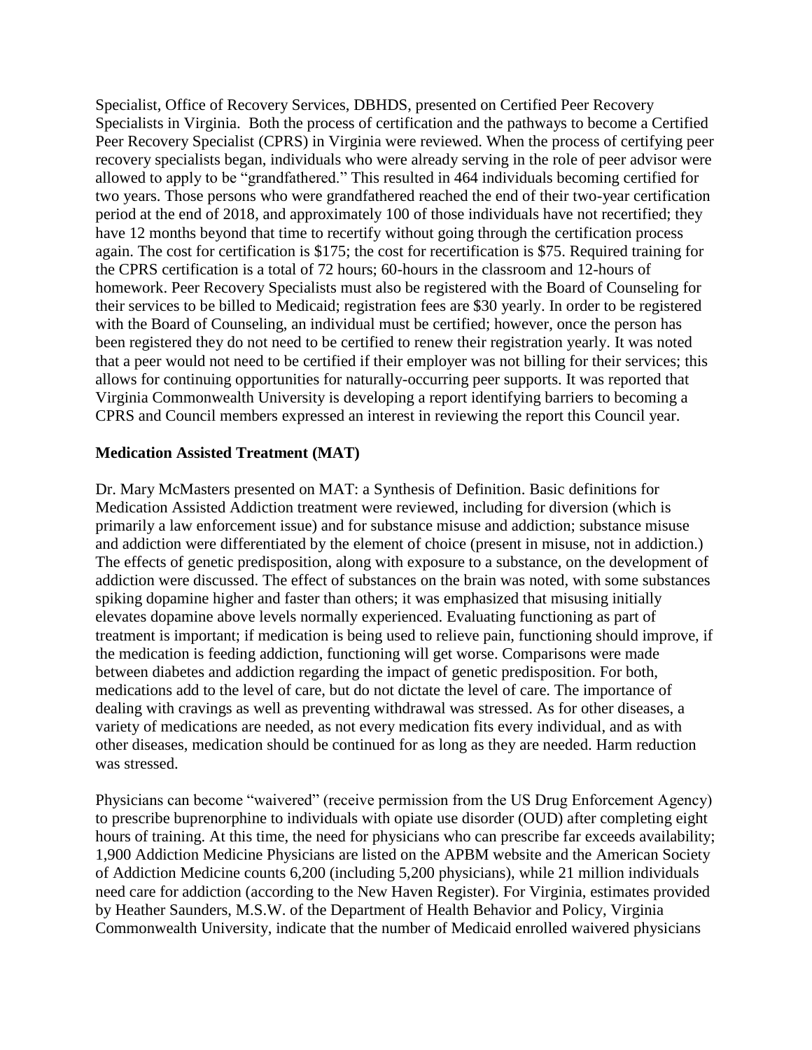Specialist, Office of Recovery Services, DBHDS, presented on Certified Peer Recovery Specialists in Virginia. Both the process of certification and the pathways to become a Certified Peer Recovery Specialist (CPRS) in Virginia were reviewed. When the process of certifying peer recovery specialists began, individuals who were already serving in the role of peer advisor were allowed to apply to be "grandfathered." This resulted in 464 individuals becoming certified for two years. Those persons who were grandfathered reached the end of their two-year certification period at the end of 2018, and approximately 100 of those individuals have not recertified; they have 12 months beyond that time to recertify without going through the certification process again. The cost for certification is $175; the cost for recertification is $75. Required training for the CPRS certification is a total of 72 hours; 60-hours in the classroom and 12-hours of homework. Peer Recovery Specialists must also be registered with the Board of Counseling for their services to be billed to Medicaid; registration fees are $30 yearly. In order to be registered with the Board of Counseling, an individual must be certified; however, once the person has been registered they do not need to be certified to renew their registration yearly. It was noted that a peer would not need to be certified if their employer was not billing for their services; this allows for continuing opportunities for naturally-occurring peer supports. It was reported that Virginia Commonwealth University is developing a report identifying barriers to becoming a CPRS and Council members expressed an interest in reviewing the report this Council year.

**Medication Assisted Treatment (MAT)**

Dr. Mary McMasters presented on MAT: a Synthesis of Definition. Basic definitions for Medication Assisted Addiction treatment were reviewed, including for diversion (which is primarily a law enforcement issue) and for substance misuse and addiction; substance misuse and addiction were differentiated by the element of choice (present in misuse, not in addiction.) The effects of genetic predisposition, along with exposure to a substance, on the development of addiction were discussed. The effect of substances on the brain was noted, with some substances spiking dopamine higher and faster than others; it was emphasized that misusing initially elevates dopamine above levels normally experienced. Evaluating functioning as part of treatment is important; if medication is being used to relieve pain, functioning should improve, if the medication is feeding addiction, functioning will get worse. Comparisons were made between diabetes and addiction regarding the impact of genetic predisposition. For both, medications add to the level of care, but do not dictate the level of care. The importance of dealing with cravings as well as preventing withdrawal was stressed. As for other diseases, a variety of medications are needed, as not every medication fits every individual, and as with other diseases, medication should be continued for as long as they are needed. Harm reduction was stressed.

Physicians can become "waivered" (receive permission from the US Drug Enforcement Agency) to prescribe buprenorphine to individuals with opiate use disorder (OUD) after completing eight hours of training. At this time, the need for physicians who can prescribe far exceeds availability; 1,900 Addiction Medicine Physicians are listed on the APBM website and the American Society of Addiction Medicine counts 6,200 (including 5,200 physicians), while 21 million individuals need care for addiction (according to the New Haven Register). For Virginia, estimates provided by Heather Saunders, M.S.W. of the Department of Health Behavior and Policy, Virginia Commonwealth University, indicate that the number of Medicaid enrolled waivered physicians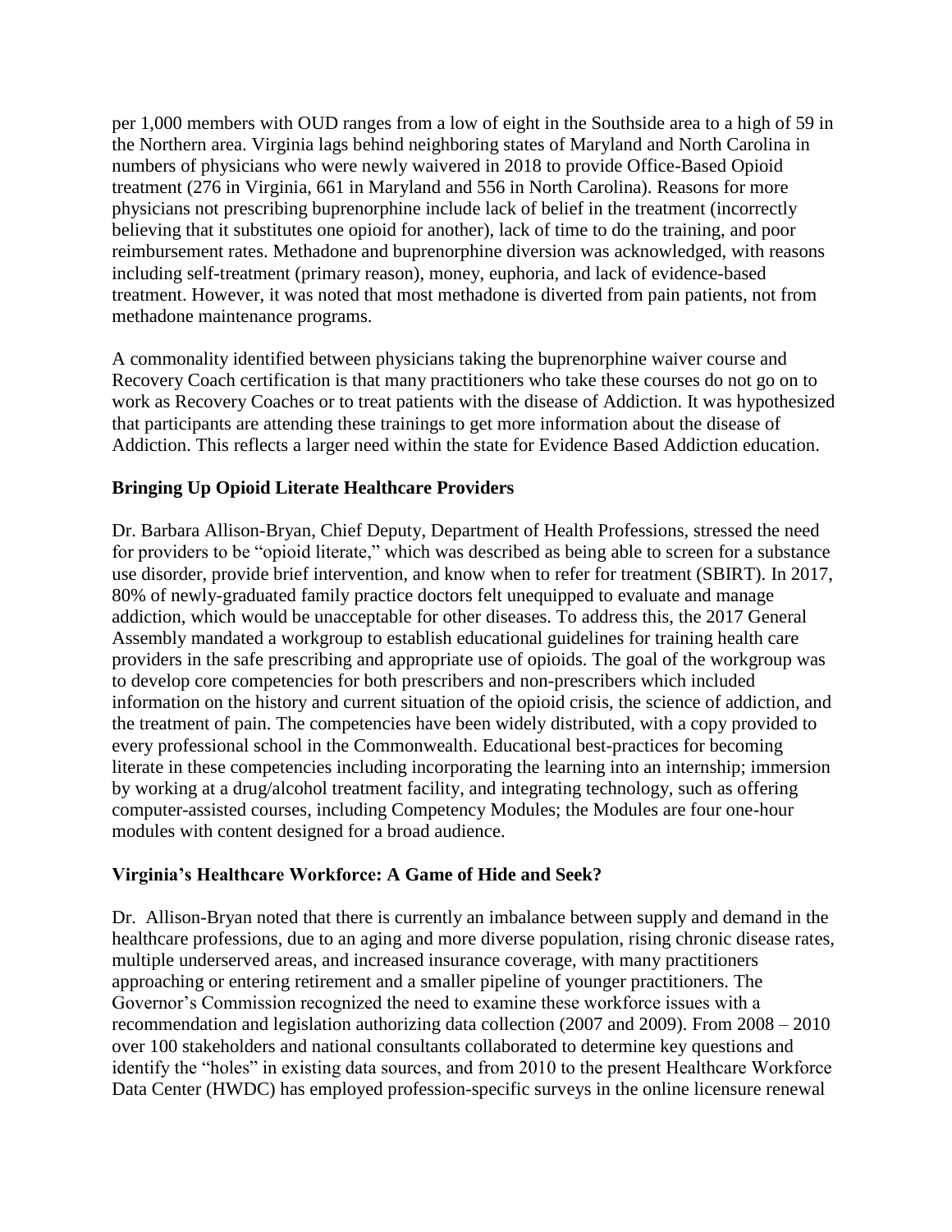per 1,000 members with OUD ranges from a low of eight in the Southside area to a high of 59 in the Northern area. Virginia lags behind neighboring states of Maryland and North Carolina in numbers of physicians who were newly waivered in 2018 to provide Office-Based Opioid treatment (276 in Virginia, 661 in Maryland and 556 in North Carolina). Reasons for more physicians not prescribing buprenorphine include lack of belief in the treatment (incorrectly believing that it substitutes one opioid for another), lack of time to do the training, and poor reimbursement rates. Methadone and buprenorphine diversion was acknowledged, with reasons including self-treatment (primary reason), money, euphoria, and lack of evidence-based treatment. However, it was noted that most methadone is diverted from pain patients, not from methadone maintenance programs.

A commonality identified between physicians taking the buprenorphine waiver course and Recovery Coach certification is that many practitioners who take these courses do not go on to work as Recovery Coaches or to treat patients with the disease of Addiction. It was hypothesized that participants are attending these trainings to get more information about the disease of Addiction. This reflects a larger need within the state for Evidence Based Addiction education.

### Bringing Up Opioid Literate Healthcare Providers

Dr. Barbara Allison-Bryan, Chief Deputy, Department of Health Professions, stressed the need for providers to be "opioid literate," which was described as being able to screen for a substance use disorder, provide brief intervention, and know when to refer for treatment (SBIRT). In 2017, 80% of newly-graduated family practice doctors felt unequipped to evaluate and manage addiction, which would be unacceptable for other diseases. To address this, the 2017 General Assembly mandated a workgroup to establish educational guidelines for training health care providers in the safe prescribing and appropriate use of opioids. The goal of the workgroup was to develop core competencies for both prescribers and non-prescribers which included information on the history and current situation of the opioid crisis, the science of addiction, and the treatment of pain. The competencies have been widely distributed, with a copy provided to every professional school in the Commonwealth. Educational best-practices for becoming literate in these competencies including incorporating the learning into an internship; immersion by working at a drug/alcohol treatment facility, and integrating technology, such as offering computer-assisted courses, including Competency Modules; the Modules are four one-hour modules with content designed for a broad audience.

### Virginia's Healthcare Workforce: A Game of Hide and Seek?

Dr. Allison-Bryan noted that there is currently an imbalance between supply and demand in the healthcare professions, due to an aging and more diverse population, rising chronic disease rates, multiple underserved areas, and increased insurance coverage, with many practitioners approaching or entering retirement and a smaller pipeline of younger practitioners. The Governor's Commission recognized the need to examine these workforce issues with a recommendation and legislation authorizing data collection (2007 and 2009). From 2008 – 2010 over 100 stakeholders and national consultants collaborated to determine key questions and identify the "holes" in existing data sources, and from 2010 to the present Healthcare Workforce Data Center (HWDC) has employed profession-specific surveys in the online licensure renewal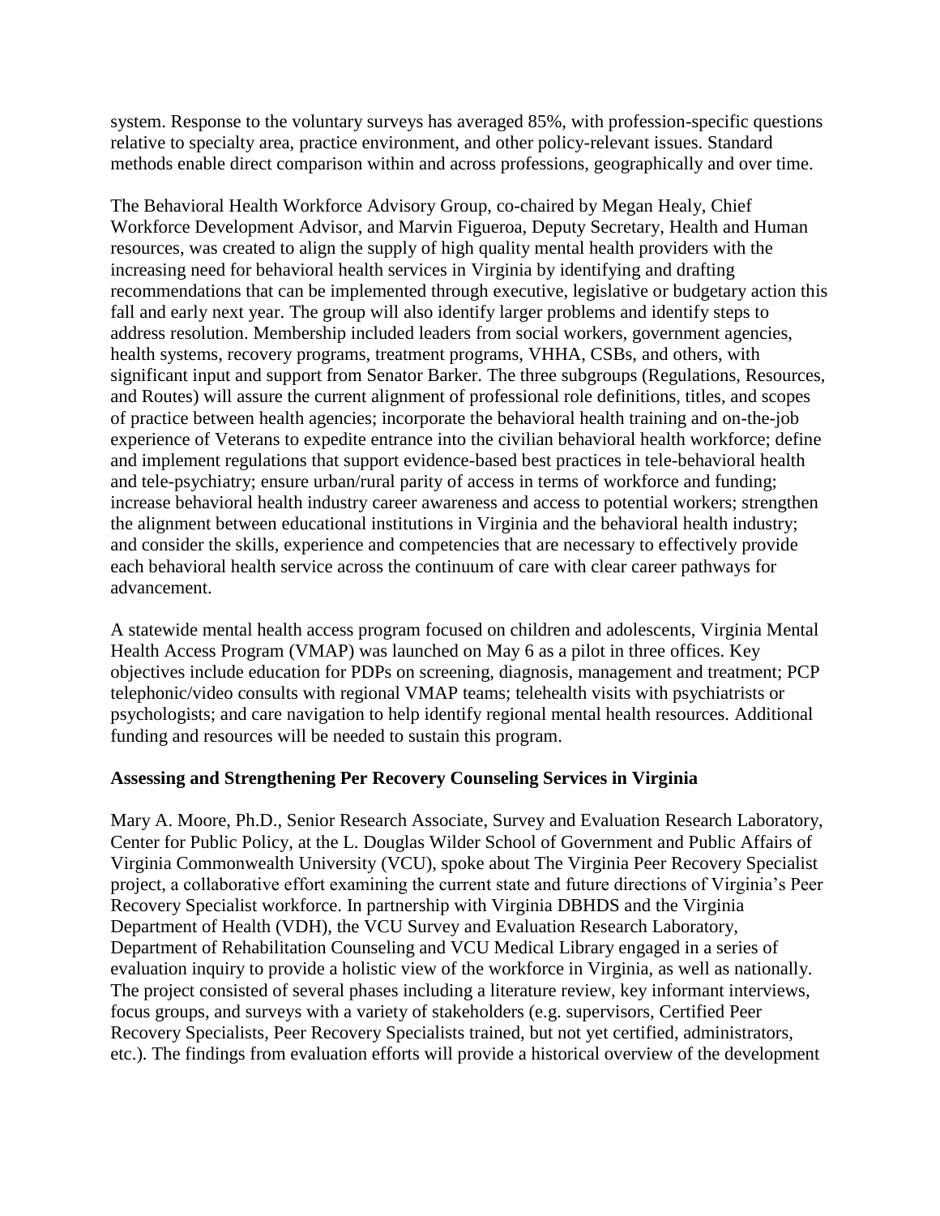system. Response to the voluntary surveys has averaged 85%, with profession-specific questions relative to specialty area, practice environment, and other policy-relevant issues. Standard methods enable direct comparison within and across professions, geographically and over time.

The Behavioral Health Workforce Advisory Group, co-chaired by Megan Healy, Chief Workforce Development Advisor, and Marvin Figueroa, Deputy Secretary, Health and Human resources, was created to align the supply of high quality mental health providers with the increasing need for behavioral health services in Virginia by identifying and drafting recommendations that can be implemented through executive, legislative or budgetary action this fall and early next year. The group will also identify larger problems and identify steps to address resolution. Membership included leaders from social workers, government agencies, health systems, recovery programs, treatment programs, VHHA, CSBs, and others, with significant input and support from Senator Barker. The three subgroups (Regulations, Resources, and Routes) will assure the current alignment of professional role definitions, titles, and scopes of practice between health agencies; incorporate the behavioral health training and on-the-job experience of Veterans to expedite entrance into the civilian behavioral health workforce; define and implement regulations that support evidence-based best practices in tele-behavioral health and tele-psychiatry; ensure urban/rural parity of access in terms of workforce and funding; increase behavioral health industry career awareness and access to potential workers; strengthen the alignment between educational institutions in Virginia and the behavioral health industry; and consider the skills, experience and competencies that are necessary to effectively provide each behavioral health service across the continuum of care with clear career pathways for advancement.

A statewide mental health access program focused on children and adolescents, Virginia Mental Health Access Program (VMAP) was launched on May 6 as a pilot in three offices. Key objectives include education for PDPs on screening, diagnosis, management and treatment; PCP telephonic/video consults with regional VMAP teams; telehealth visits with psychiatrists or psychologists; and care navigation to help identify regional mental health resources. Additional funding and resources will be needed to sustain this program.

**Assessing and Strengthening Per Recovery Counseling Services in Virginia**

Mary A. Moore, Ph.D., Senior Research Associate, Survey and Evaluation Research Laboratory, Center for Public Policy, at the L. Douglas Wilder School of Government and Public Affairs of Virginia Commonwealth University (VCU), spoke about The Virginia Peer Recovery Specialist project, a collaborative effort examining the current state and future directions of Virginia's Peer Recovery Specialist workforce. In partnership with Virginia DBHDS and the Virginia Department of Health (VDH), the VCU Survey and Evaluation Research Laboratory, Department of Rehabilitation Counseling and VCU Medical Library engaged in a series of evaluation inquiry to provide a holistic view of the workforce in Virginia, as well as nationally. The project consisted of several phases including a literature review, key informant interviews, focus groups, and surveys with a variety of stakeholders (e.g. supervisors, Certified Peer Recovery Specialists, Peer Recovery Specialists trained, but not yet certified, administrators, etc.). The findings from evaluation efforts will provide a historical overview of the development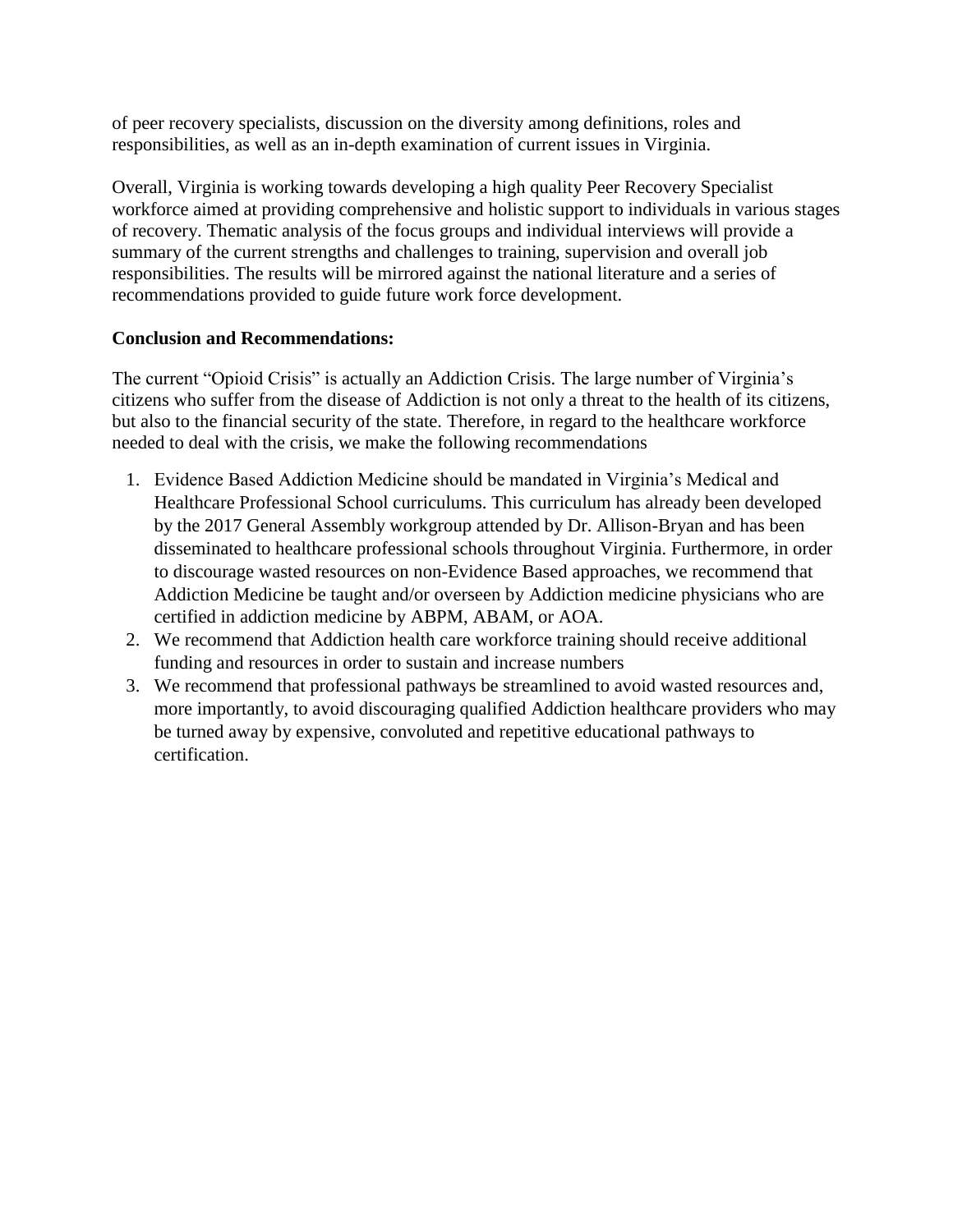of peer recovery specialists, discussion on the diversity among definitions, roles and responsibilities, as well as an in-depth examination of current issues in Virginia.

Overall, Virginia is working towards developing a high quality Peer Recovery Specialist workforce aimed at providing comprehensive and holistic support to individuals in various stages of recovery. Thematic analysis of the focus groups and individual interviews will provide a summary of the current strengths and challenges to training, supervision and overall job responsibilities. The results will be mirrored against the national literature and a series of recommendations provided to guide future work force development.

**Conclusion and Recommendations:**

The current "Opioid Crisis" is actually an Addiction Crisis. The large number of Virginia's citizens who suffer from the disease of Addiction is not only a threat to the health of its citizens, but also to the financial security of the state. Therefore, in regard to the healthcare workforce needed to deal with the crisis, we make the following recommendations

1. Evidence Based Addiction Medicine should be mandated in Virginia's Medical and Healthcare Professional School curriculums. This curriculum has already been developed by the 2017 General Assembly workgroup attended by Dr. Allison-Bryan and has been disseminated to healthcare professional schools throughout Virginia. Furthermore, in order to discourage wasted resources on non-Evidence Based approaches, we recommend that Addiction Medicine be taught and/or overseen by Addiction medicine physicians who are certified in addiction medicine by ABPM, ABAM, or AOA.
2. We recommend that Addiction health care workforce training should receive additional funding and resources in order to sustain and increase numbers
3. We recommend that professional pathways be streamlined to avoid wasted resources and, more importantly, to avoid discouraging qualified Addiction healthcare providers who may be turned away by expensive, convoluted and repetitive educational pathways to certification.